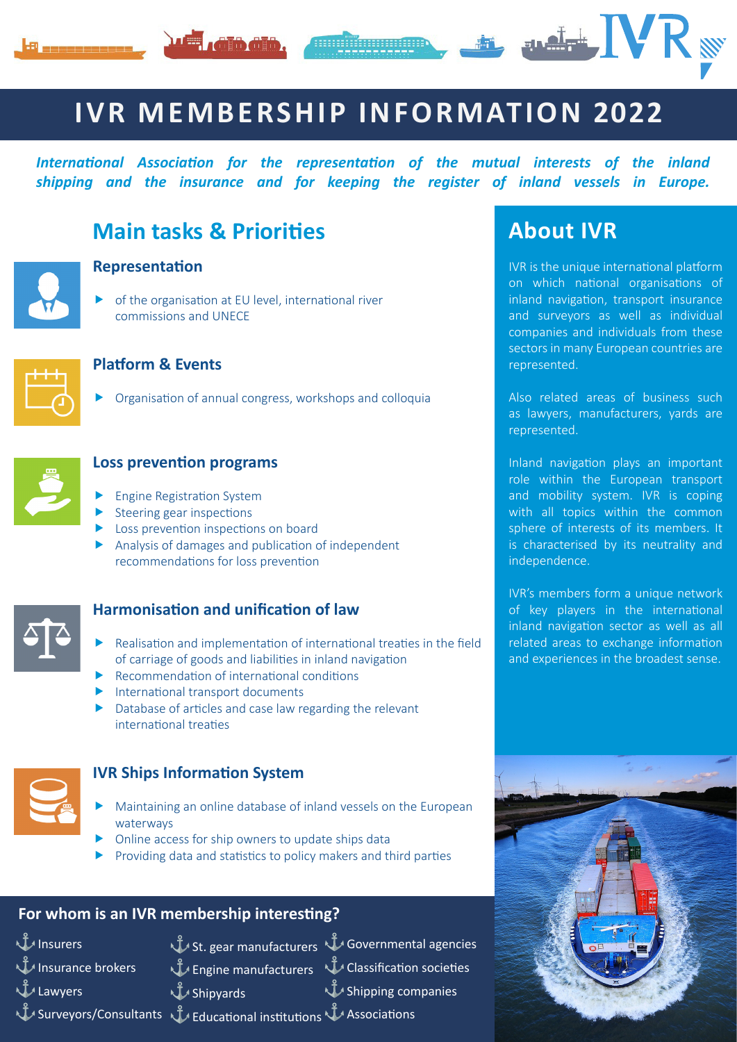# IVR MEMBERSHIP INFORMATION 2022

*International Association for the representation of the mutual interests of the inland shipping and the insurance and for keeping the register of inland vessels in Europe.*

## Main tasks & Priorities

### Representation

- of the organisation at EU level, international river commissions and UNECE

### Platform & Events

- Organisation of annual congress, workshops and colloquia

### Loss prevention programs

- Engine Registration System
- Steering gear inspections
- Loss prevention inspections on board
- Analysis of damages and publication of independent recommendations for loss prevention

### Harmonisation and unification of law

- Realisation and implementation of international treaties in the field of carriage of goods and liabilities in inland navigation
- Recommendation of international conditions
- International transport documents
- Database of articles and case law regarding the relevant international treaties

### IVR Ships Information System

- Maintaining an online database of inland vessels on the European waterways
- Online access for ship owners to update ships data
- Providing data and statistics to policy makers and third parties

## About IVR

IVR is the unique international platform on which national organisations of inland navigation, transport insurance and surveyors as well as individual companies and individuals from these sectors in many European countries are represented.

Also related areas of business such as lawyers, manufacturers, yards are represented.

Inland navigation plays an important role within the European transport and mobility system. IVR is coping with all topics within the common sphere of interests of its members. It is characterised by its neutrality and independence.

IVR's members form a unique network of key players in the international inland navigation sector as well as all related areas to exchange information and experiences in the broadest sense.

## For whom is an IVR membership interesting?

- Insurers
- Insurance brokers
- Lawyers
- Surveyors/Consultants
- St. gear manufacturers
- Engine manufacturers
- Shipyards
- Educational institutions
- Governmental agencies
- Classification societies
- Shipping companies
- Associations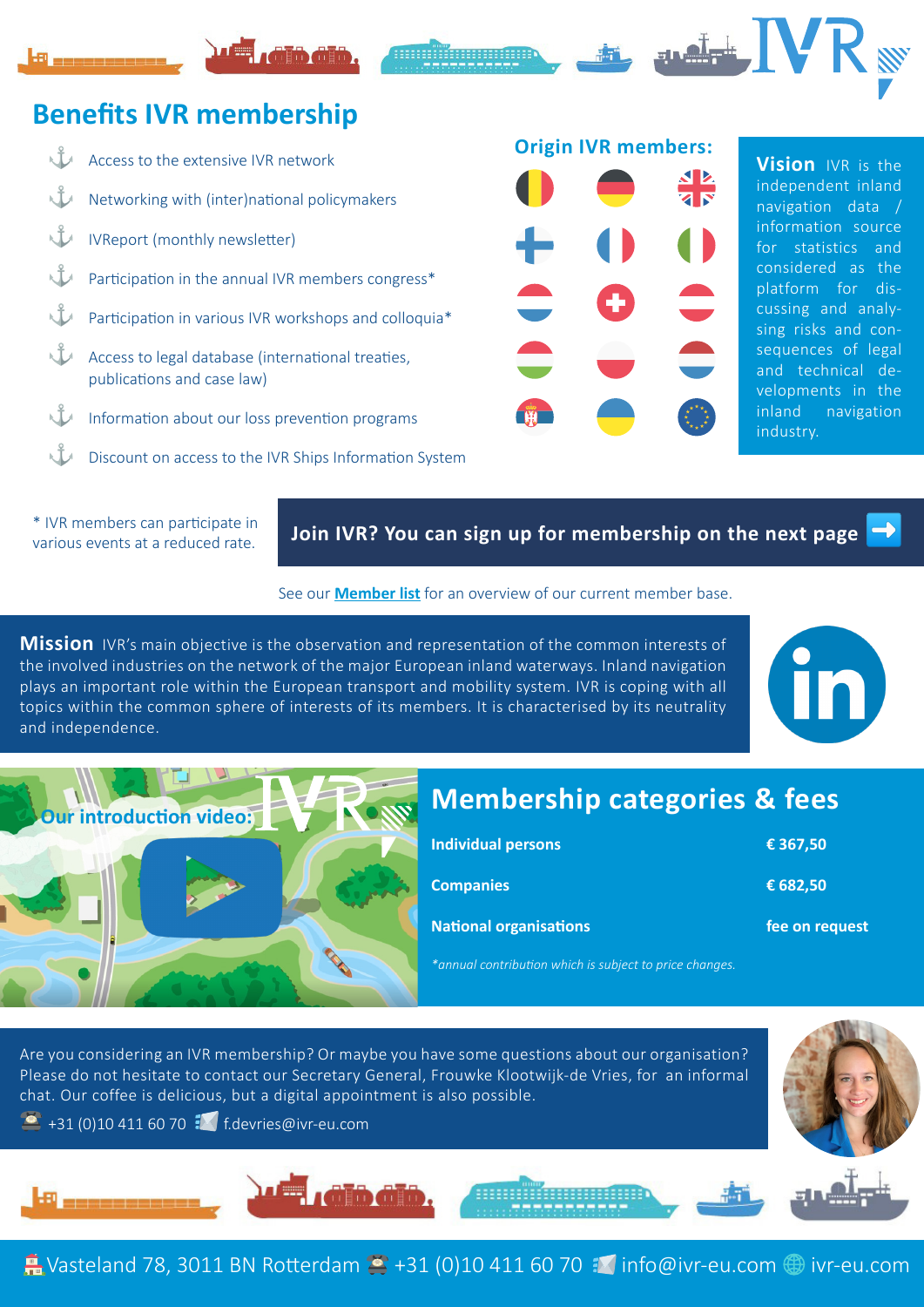## Benefits IVR membership

- Access to the extensive IVR network
- Networking with (inter)national policymakers
- IVReport (monthly newsletter)
- Participation in the annual IVR members congress*
- Participation in various IVR workshops and colloquia*
- Access to legal database (international treaties, publications and case law)
- Information about our loss prevention programs
- Discount on access to the IVR Ships Information System

### Origin IVR members:

**Vision** IVR is the independent inland navigation data / information source for statistics and considered as the platform for discussing and analysing risks and consequences of legal and technical developments in the inland navigation industry.

* IVR members can participate in various events at a reduced rate.

**Join IVR? You can sign up for membership on the next page**

See our **Member list** for an overview of our current member base.

**Mission** IVR's main objective is the observation and representation of the common interests of the involved industries on the network of the major European inland waterways. Inland navigation plays an important role within the European transport and mobility system. IVR is coping with all topics within the common sphere of interests of its members. It is characterised by its neutrality and independence.

Our introduction video:

## Membership categories & fees

| | |
|---|---|
| **Individual persons** | **€ 367,50** |
| **Companies** | **€ 682,50** |
| **National organisations** | **fee on request** |

*annual contribution which is subject to price changes.*

Are you considering an IVR membership? Or maybe you have some questions about our organisation? Please do not hesitate to contact our Secretary General, Frouwke Klootwijk-de Vries, for an informal chat. Our coffee is delicious, but a digital appointment is also possible.

+31 (0)10 411 60 70 f.devries@ivr-eu.com

Vasteland 78, 3011 BN Rotterdam +31 (0)10 411 60 70 info@ivr-eu.com ivr-eu.com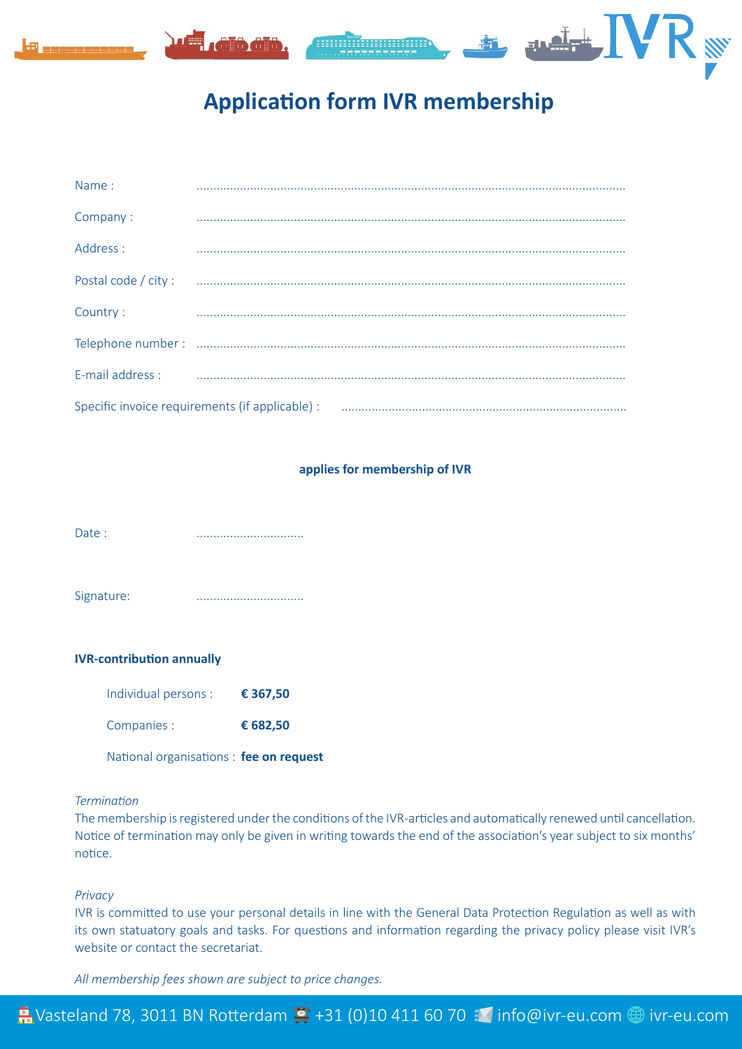# Application form IVR membership

Name : ..............................................................................................................................

Company : ..............................................................................................................................

Address : ..............................................................................................................................

Postal code / city : ..............................................................................................................................

Country : ..............................................................................................................................

Telephone number : ..............................................................................................................................

E-mail address : ..............................................................................................................................

Specific invoice requirements (if applicable) : ....................................................................................

**applies for membership of IVR**

Date : ................................

Signature: ................................

**IVR-contribution annually**

Individual persons : **€ 367,50**

Companies : **€ 682,50**

National organisations : **fee on request**

*Termination*

The membership is registered under the conditions of the IVR-articles and automatically renewed until cancellation. Notice of termination may only be given in writing towards the end of the association's year subject to six months' notice.

*Privacy*

IVR is committed to use your personal details in line with the General Data Protection Regulation as well as with its own statuatory goals and tasks. For questions and information regarding the privacy policy please visit IVR's website or contact the secretariat.

*All membership fees shown are subject to price changes.*

Vasteland 78, 3011 BN Rotterdam +31 (0)10 411 60 70 info@ivr-eu.com ivr-eu.com